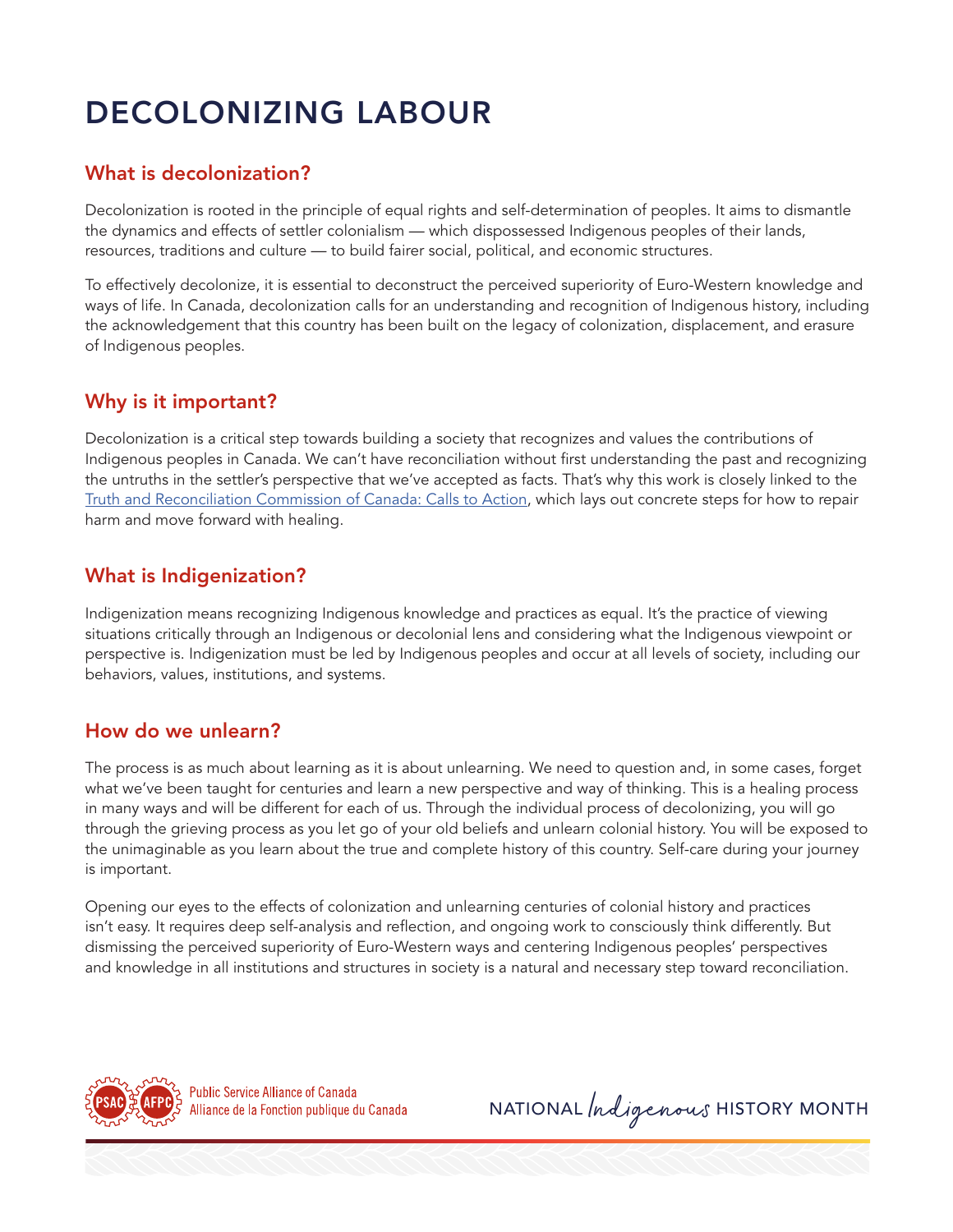# DECOLONIZING LABOUR

## What is decolonization?

Decolonization is rooted in the principle of equal rights and self-determination of peoples. It aims to dismantle the dynamics and effects of settler colonialism — which dispossessed Indigenous peoples of their lands, resources, traditions and culture — to build fairer social, political, and economic structures.

To effectively decolonize, it is essential to deconstruct the perceived superiority of Euro-Western knowledge and ways of life. In Canada, decolonization calls for an understanding and recognition of Indigenous history, including the acknowledgement that this country has been built on the legacy of colonization, displacement, and erasure of Indigenous peoples.

## Why is it important?

Decolonization is a critical step towards building a society that recognizes and values the contributions of Indigenous peoples in Canada. We can't have reconciliation without first understanding the past and recognizing the untruths in the settler's perspective that we've accepted as facts. That's why this work is closely linked to the Truth and Reconciliation Commission of Canada: Calls to Action, which lays out concrete steps for how to repair harm and move forward with healing.

## What is Indigenization?

Indigenization means recognizing Indigenous knowledge and practices as equal. It's the practice of viewing situations critically through an Indigenous or decolonial lens and considering what the Indigenous viewpoint or perspective is. Indigenization must be led by Indigenous peoples and occur at all levels of society, including our behaviors, values, institutions, and systems.

## How do we unlearn?

The process is as much about learning as it is about unlearning. We need to question and, in some cases, forget what we've been taught for centuries and learn a new perspective and way of thinking. This is a healing process in many ways and will be different for each of us. Through the individual process of decolonizing, you will go through the grieving process as you let go of your old beliefs and unlearn colonial history. You will be exposed to the unimaginable as you learn about the true and complete history of this country. Self-care during your journey is important.

Opening our eyes to the effects of colonization and unlearning centuries of colonial history and practices isn't easy. It requires deep self-analysis and reflection, and ongoing work to consciously think differently. But dismissing the perceived superiority of Euro-Western ways and centering Indigenous peoples' perspectives and knowledge in all institutions and structures in society is a natural and necessary step toward reconciliation.

Public Service Alliance of Canada
Alliance de la Fonction publique du Canada

NATIONAL *Indigenous* HISTORY MONTH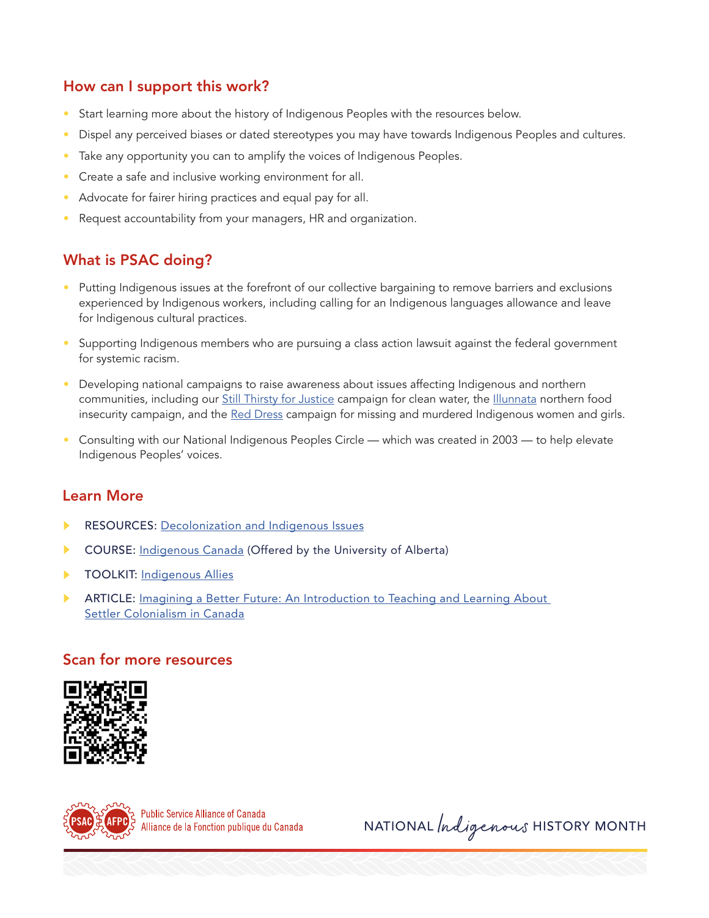## How can I support this work?

- Start learning more about the history of Indigenous Peoples with the resources below.
- Dispel any perceived biases or dated stereotypes you may have towards Indigenous Peoples and cultures.
- Take any opportunity you can to amplify the voices of Indigenous Peoples.
- Create a safe and inclusive working environment for all.
- Advocate for fairer hiring practices and equal pay for all.
- Request accountability from your managers, HR and organization.

## What is PSAC doing?

- Putting Indigenous issues at the forefront of our collective bargaining to remove barriers and exclusions experienced by Indigenous workers, including calling for an Indigenous languages allowance and leave for Indigenous cultural practices.
- Supporting Indigenous members who are pursuing a class action lawsuit against the federal government for systemic racism.
- Developing national campaigns to raise awareness about issues affecting Indigenous and northern communities, including our Still Thirsty for Justice campaign for clean water, the Illunnata northern food insecurity campaign, and the Red Dress campaign for missing and murdered Indigenous women and girls.
- Consulting with our National Indigenous Peoples Circle — which was created in 2003 — to help elevate Indigenous Peoples' voices.

## Learn More

- RESOURCES: Decolonization and Indigenous Issues
- COURSE: Indigenous Canada (Offered by the University of Alberta)
- TOOLKIT: Indigenous Allies
- ARTICLE: Imagining a Better Future: An Introduction to Teaching and Learning About Settler Colonialism in Canada

## Scan for more resources

Public Service Alliance of Canada
Alliance de la Fonction publique du Canada

NATIONAL *Indigenous* HISTORY MONTH